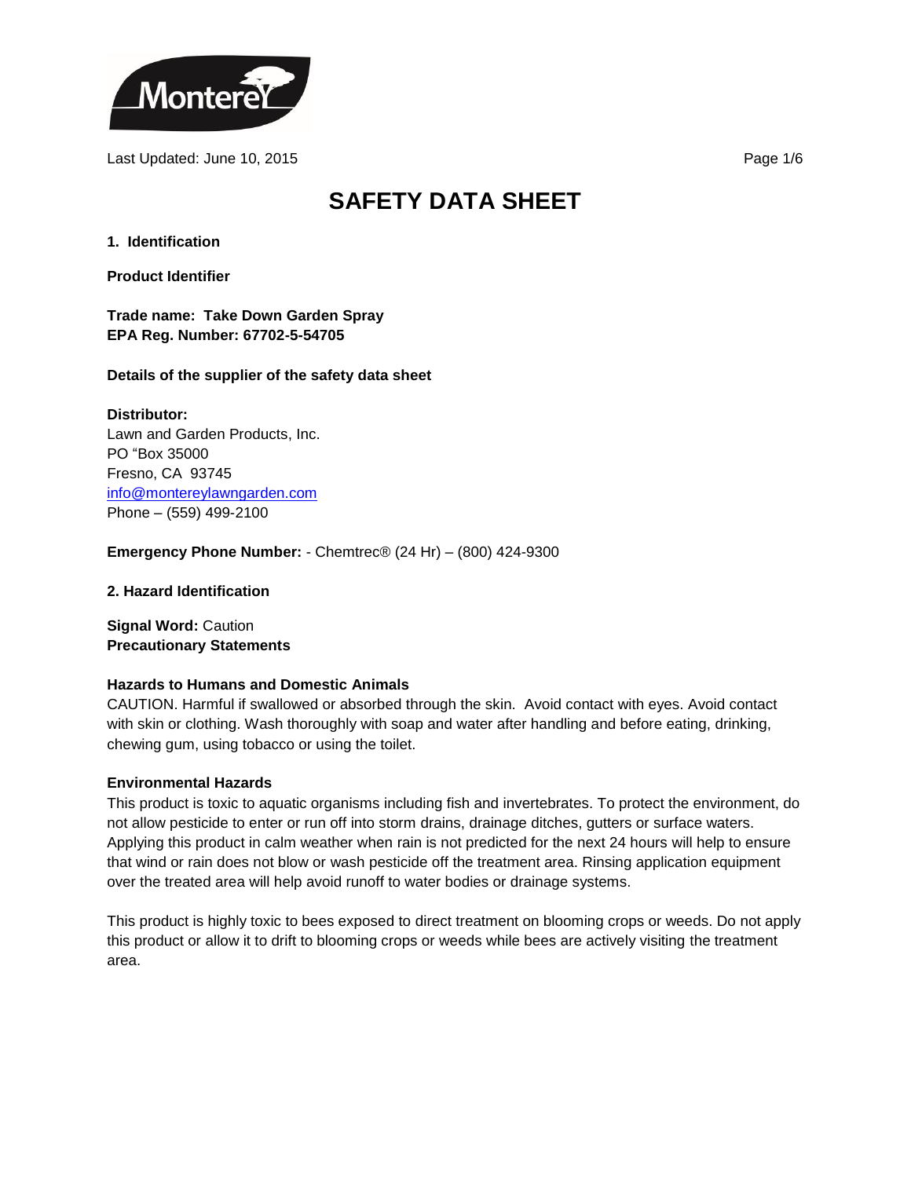Last Updated: June 10, 2015

# SAFETY DATA SHEET

## 1. Identification

**Product Identifier**

**Trade name: Take Down Garden Spray**
**EPA Reg. Number: 67702-5-54705**

**Details of the supplier of the safety data sheet**

**Distributor:**
Lawn and Garden Products, Inc.
PO "Box 35000
Fresno, CA 93745
info@montereylawngarden.com
Phone – (559) 499-2100

**Emergency Phone Number:** - Chemtrec® (24 Hr) – (800) 424-9300

## 2. Hazard Identification

**Signal Word:** Caution
**Precautionary Statements**

**Hazards to Humans and Domestic Animals**
CAUTION. Harmful if swallowed or absorbed through the skin. Avoid contact with eyes. Avoid contact with skin or clothing. Wash thoroughly with soap and water after handling and before eating, drinking, chewing gum, using tobacco or using the toilet.

**Environmental Hazards**
This product is toxic to aquatic organisms including fish and invertebrates. To protect the environment, do not allow pesticide to enter or run off into storm drains, drainage ditches, gutters or surface waters. Applying this product in calm weather when rain is not predicted for the next 24 hours will help to ensure that wind or rain does not blow or wash pesticide off the treatment area. Rinsing application equipment over the treated area will help avoid runoff to water bodies or drainage systems.

This product is highly toxic to bees exposed to direct treatment on blooming crops or weeds. Do not apply this product or allow it to drift to blooming crops or weeds while bees are actively visiting the treatment area.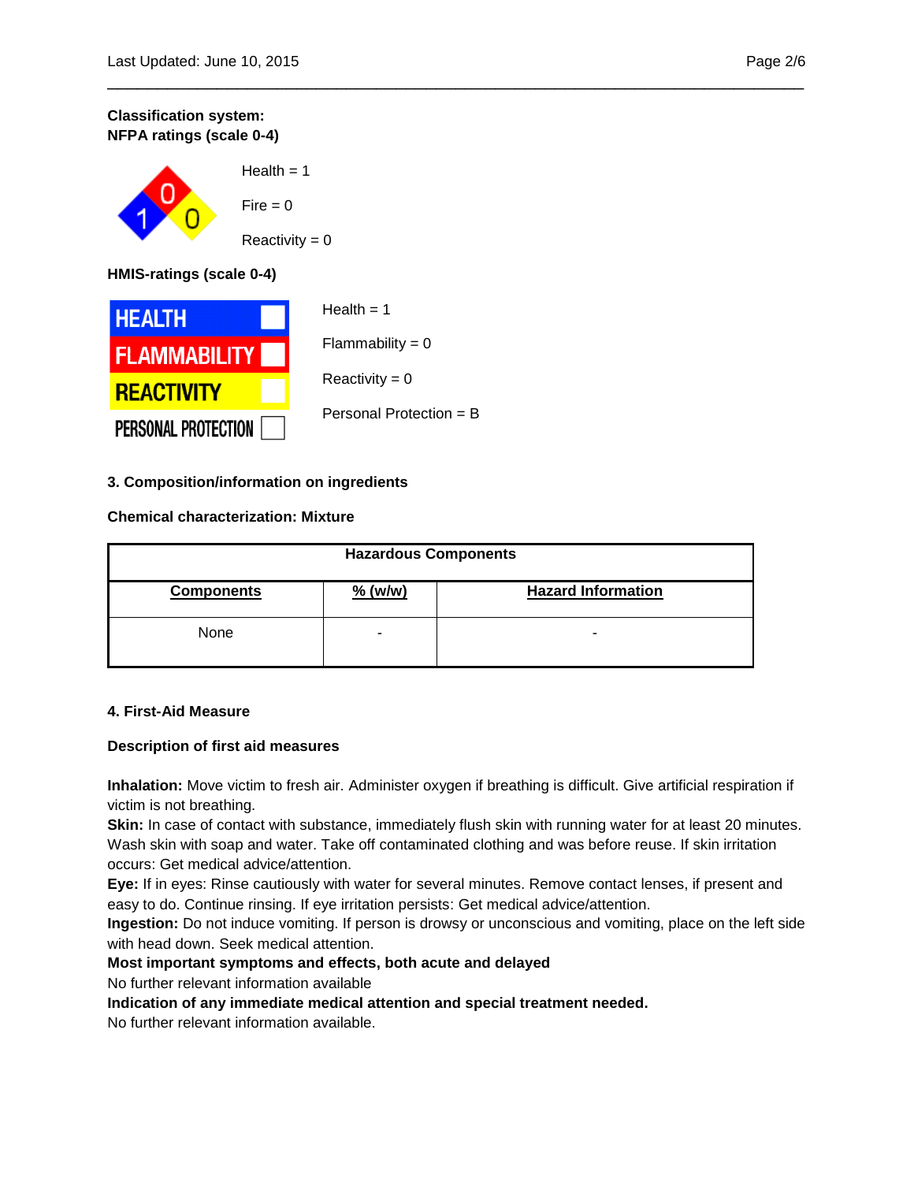**Classification system:**
**NFPA ratings (scale 0-4)**

Health = 1

Fire = 0

Reactivity = 0

**HMIS-ratings (scale 0-4)**

| HEALTH | |
|---|---|
| FLAMMABILITY | |
| REACTIVITY | |
| PERSONAL PROTECTION | |

Health = 1

Flammability = 0

Reactivity = 0

Personal Protection = B

### 3. Composition/information on ingredients

**Chemical characterization: Mixture**

| Hazardous Components | | |
|---|---|---|
| **Components** | **% (w/w)** | **Hazard Information** |
| None | - | - |

### 4. First-Aid Measure

**Description of first aid measures**

**Inhalation:** Move victim to fresh air. Administer oxygen if breathing is difficult. Give artificial respiration if victim is not breathing.
**Skin:** In case of contact with substance, immediately flush skin with running water for at least 20 minutes. Wash skin with soap and water. Take off contaminated clothing and was before reuse. If skin irritation occurs: Get medical advice/attention.
**Eye:** If in eyes: Rinse cautiously with water for several minutes. Remove contact lenses, if present and easy to do. Continue rinsing. If eye irritation persists: Get medical advice/attention.
**Ingestion:** Do not induce vomiting. If person is drowsy or unconscious and vomiting, place on the left side with head down. Seek medical attention.
**Most important symptoms and effects, both acute and delayed**
No further relevant information available
**Indication of any immediate medical attention and special treatment needed.**
No further relevant information available.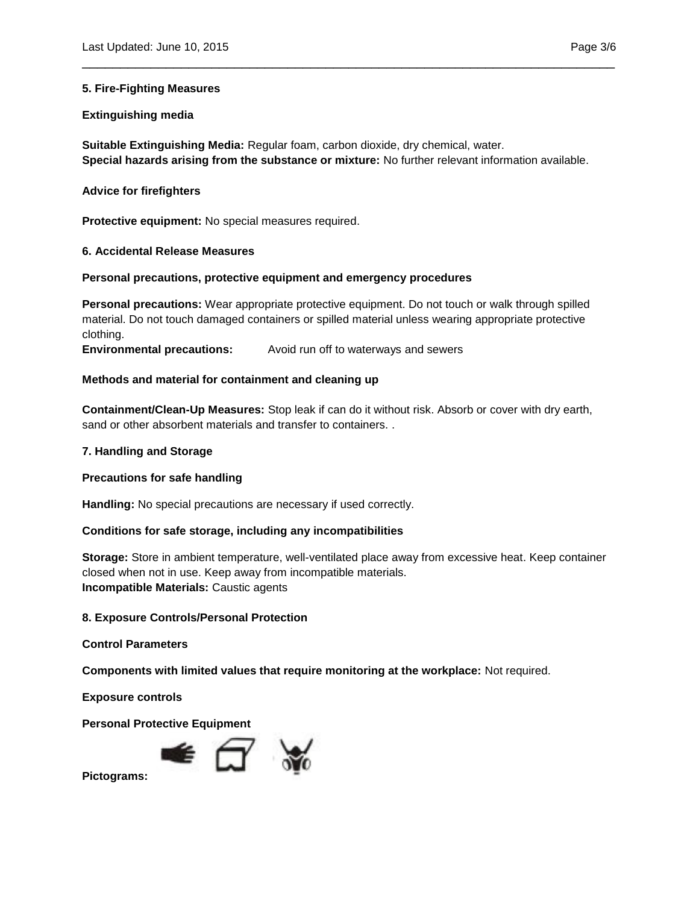## 5. Fire-Fighting Measures

### Extinguishing media

**Suitable Extinguishing Media:** Regular foam, carbon dioxide, dry chemical, water.
**Special hazards arising from the substance or mixture:** No further relevant information available.

### Advice for firefighters

**Protective equipment:** No special measures required.

## 6. Accidental Release Measures

### Personal precautions, protective equipment and emergency procedures

**Personal precautions:** Wear appropriate protective equipment. Do not touch or walk through spilled material. Do not touch damaged containers or spilled material unless wearing appropriate protective clothing.
**Environmental precautions:** Avoid run off to waterways and sewers

### Methods and material for containment and cleaning up

**Containment/Clean-Up Measures:** Stop leak if can do it without risk. Absorb or cover with dry earth, sand or other absorbent materials and transfer to containers. .

## 7. Handling and Storage

### Precautions for safe handling

**Handling:** No special precautions are necessary if used correctly.

### Conditions for safe storage, including any incompatibilities

**Storage:** Store in ambient temperature, well-ventilated place away from excessive heat. Keep container closed when not in use. Keep away from incompatible materials.
**Incompatible Materials:** Caustic agents

## 8. Exposure Controls/Personal Protection

### Control Parameters

**Components with limited values that require monitoring at the workplace:** Not required.

### Exposure controls

### Personal Protective Equipment

**Pictograms:**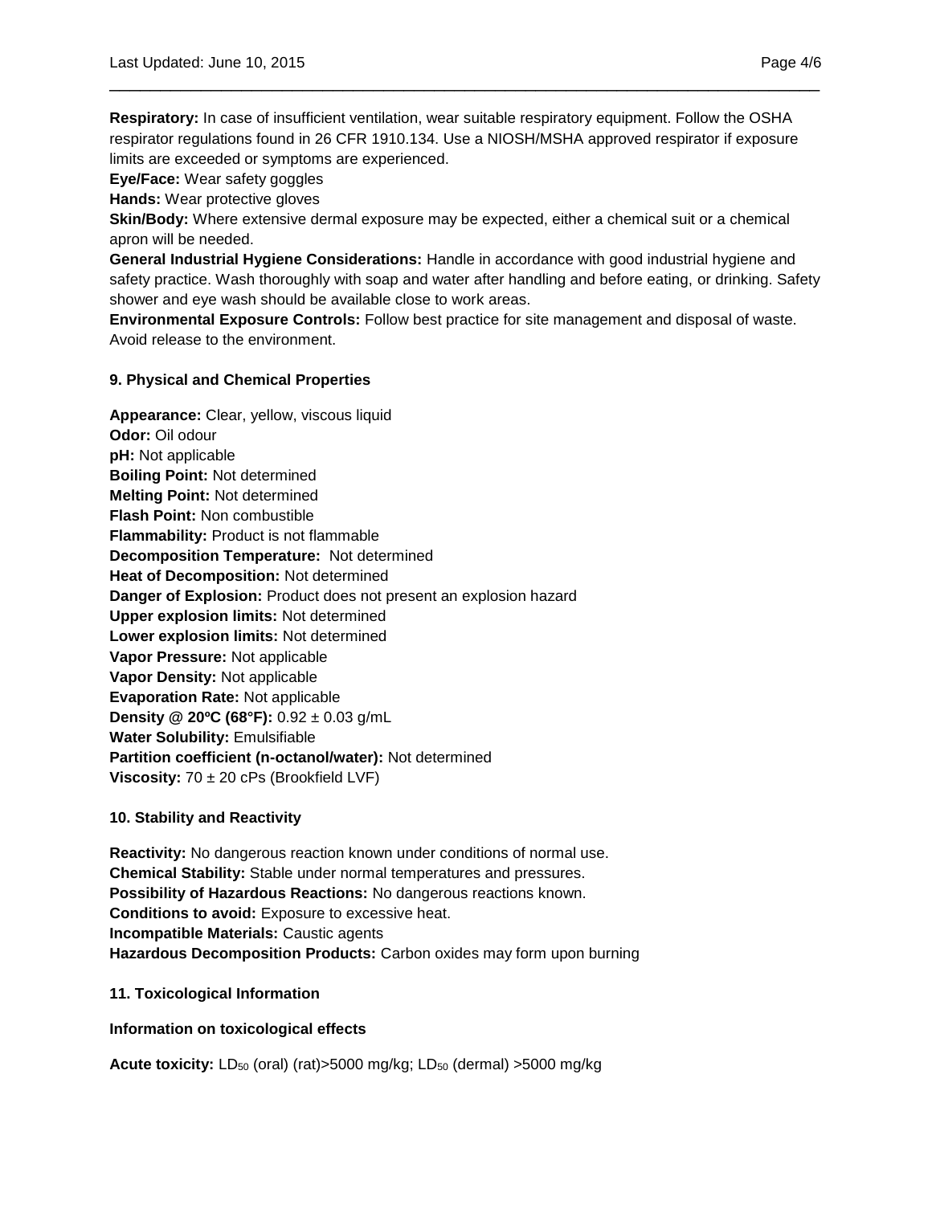**Respiratory:** In case of insufficient ventilation, wear suitable respiratory equipment. Follow the OSHA respirator regulations found in 26 CFR 1910.134. Use a NIOSH/MSHA approved respirator if exposure limits are exceeded or symptoms are experienced.
**Eye/Face:** Wear safety goggles
**Hands:** Wear protective gloves
**Skin/Body:** Where extensive dermal exposure may be expected, either a chemical suit or a chemical apron will be needed.
**General Industrial Hygiene Considerations:** Handle in accordance with good industrial hygiene and safety practice. Wash thoroughly with soap and water after handling and before eating, or drinking. Safety shower and eye wash should be available close to work areas.
**Environmental Exposure Controls:** Follow best practice for site management and disposal of waste. Avoid release to the environment.

## 9. Physical and Chemical Properties

**Appearance:** Clear, yellow, viscous liquid
**Odor:** Oil odour
**pH:** Not applicable
**Boiling Point:** Not determined
**Melting Point:** Not determined
**Flash Point:** Non combustible
**Flammability:** Product is not flammable
**Decomposition Temperature:** Not determined
**Heat of Decomposition:** Not determined
**Danger of Explosion:** Product does not present an explosion hazard
**Upper explosion limits:** Not determined
**Lower explosion limits:** Not determined
**Vapor Pressure:** Not applicable
**Vapor Density:** Not applicable
**Evaporation Rate:** Not applicable
**Density @ 20ºC (68°F):** 0.92 ± 0.03 g/mL
**Water Solubility:** Emulsifiable
**Partition coefficient (n-octanol/water):** Not determined
**Viscosity:** 70 ± 20 cPs (Brookfield LVF)

## 10. Stability and Reactivity

**Reactivity:** No dangerous reaction known under conditions of normal use.
**Chemical Stability:** Stable under normal temperatures and pressures.
**Possibility of Hazardous Reactions:** No dangerous reactions known.
**Conditions to avoid:** Exposure to excessive heat.
**Incompatible Materials:** Caustic agents
**Hazardous Decomposition Products:** Carbon oxides may form upon burning

## 11. Toxicological Information

**Information on toxicological effects**

**Acute toxicity:** $LD_{50}$ (oral) (rat)>5000 mg/kg; $LD_{50}$ (dermal) >5000 mg/kg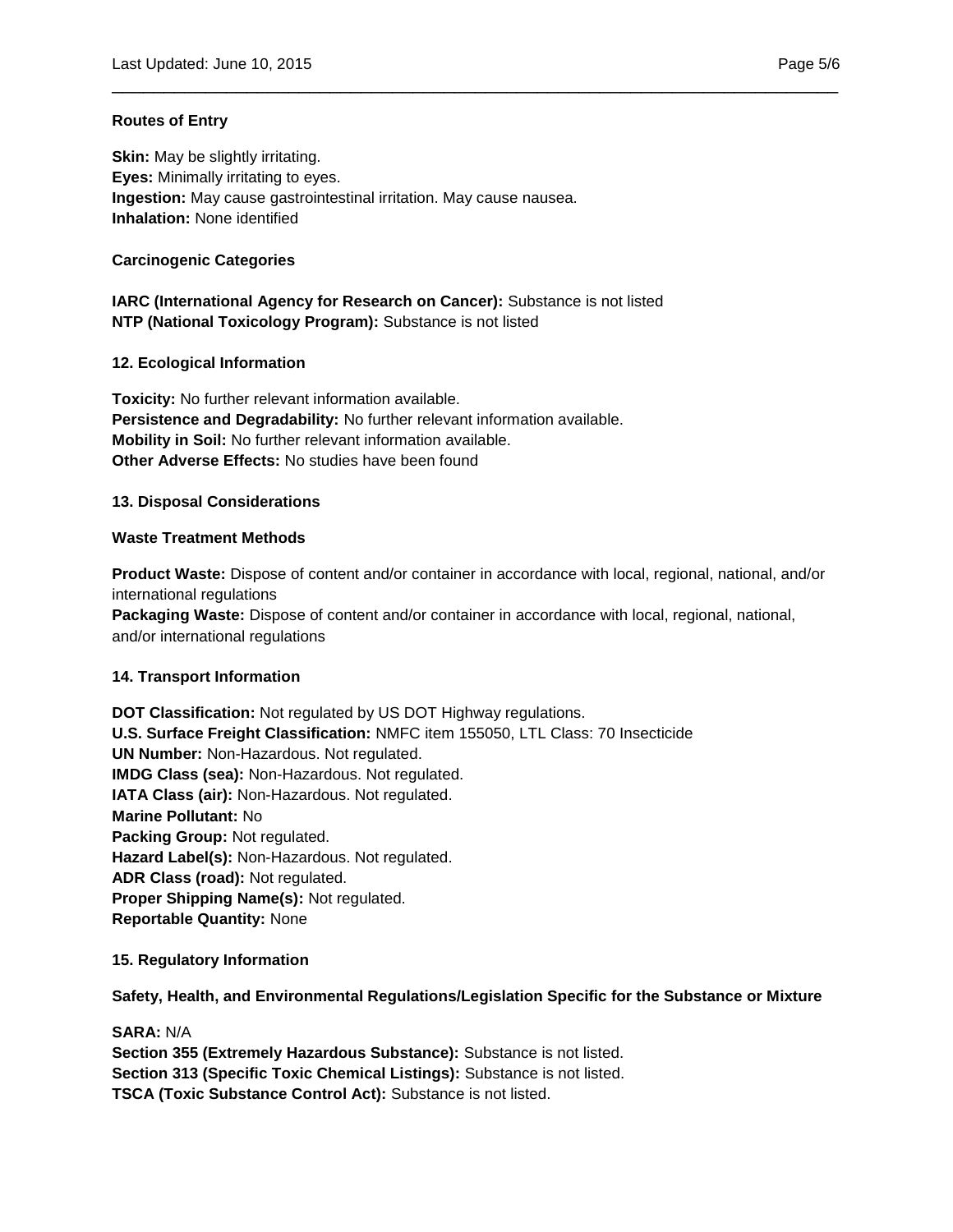### Routes of Entry

**Skin:** May be slightly irritating.
**Eyes:** Minimally irritating to eyes.
**Ingestion:** May cause gastrointestinal irritation. May cause nausea.
**Inhalation:** None identified

### Carcinogenic Categories

**IARC (International Agency for Research on Cancer):** Substance is not listed
**NTP (National Toxicology Program):** Substance is not listed

## 12. Ecological Information

**Toxicity:** No further relevant information available.
**Persistence and Degradability:** No further relevant information available.
**Mobility in Soil:** No further relevant information available.
**Other Adverse Effects:** No studies have been found

## 13. Disposal Considerations

### Waste Treatment Methods

**Product Waste:** Dispose of content and/or container in accordance with local, regional, national, and/or international regulations
**Packaging Waste:** Dispose of content and/or container in accordance with local, regional, national, and/or international regulations

## 14. Transport Information

**DOT Classification:** Not regulated by US DOT Highway regulations.
**U.S. Surface Freight Classification:** NMFC item 155050, LTL Class: 70 Insecticide
**UN Number:** Non-Hazardous. Not regulated.
**IMDG Class (sea):** Non-Hazardous. Not regulated.
**IATA Class (air):** Non-Hazardous. Not regulated.
**Marine Pollutant:** No
**Packing Group:** Not regulated.
**Hazard Label(s):** Non-Hazardous. Not regulated.
**ADR Class (road):** Not regulated.
**Proper Shipping Name(s):** Not regulated.
**Reportable Quantity:** None

## 15. Regulatory Information

### Safety, Health, and Environmental Regulations/Legislation Specific for the Substance or Mixture

**SARA:** N/A
**Section 355 (Extremely Hazardous Substance):** Substance is not listed.
**Section 313 (Specific Toxic Chemical Listings):** Substance is not listed.
**TSCA (Toxic Substance Control Act):** Substance is not listed.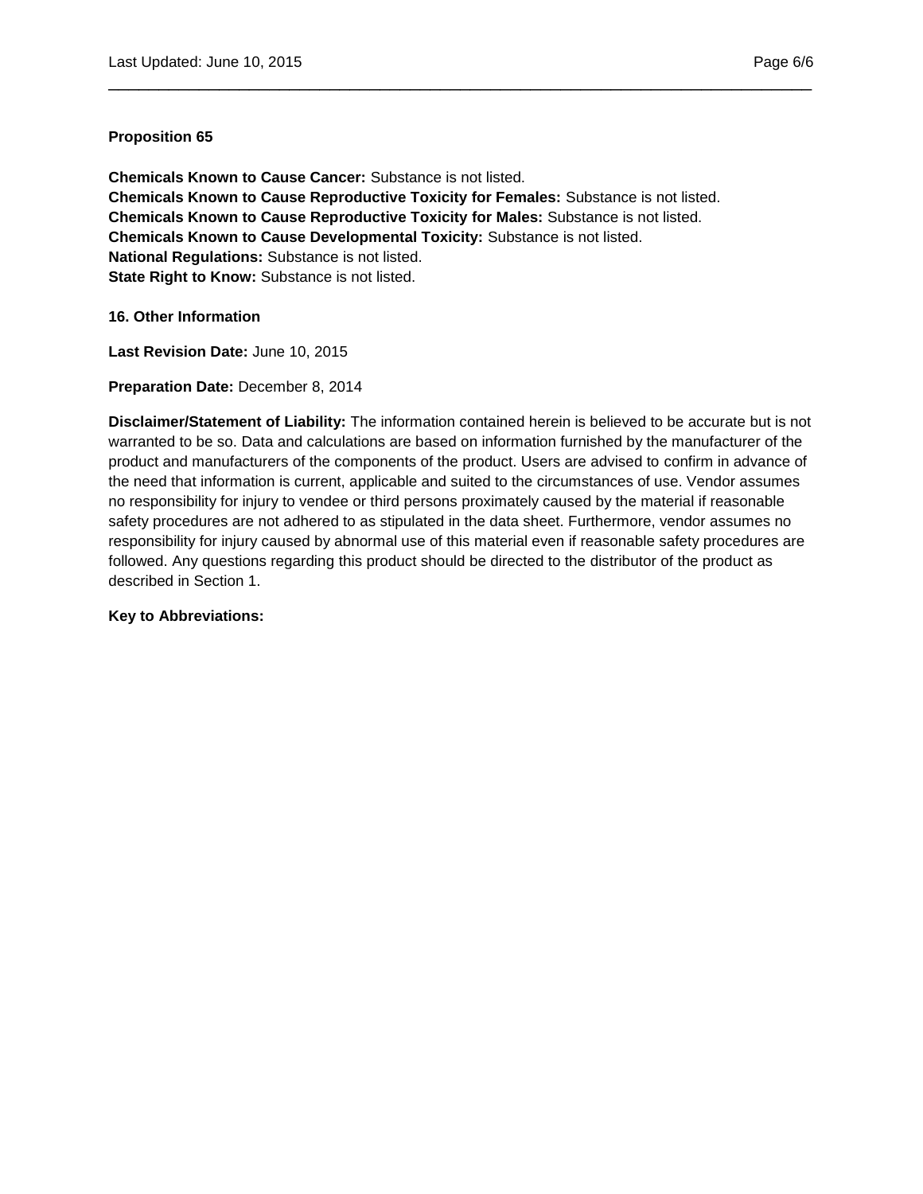**Proposition 65**

**Chemicals Known to Cause Cancer:** Substance is not listed.
**Chemicals Known to Cause Reproductive Toxicity for Females:** Substance is not listed.
**Chemicals Known to Cause Reproductive Toxicity for Males:** Substance is not listed.
**Chemicals Known to Cause Developmental Toxicity:** Substance is not listed.
**National Regulations:** Substance is not listed.
**State Right to Know:** Substance is not listed.

## 16. Other Information

**Last Revision Date:** June 10, 2015

**Preparation Date:** December 8, 2014

**Disclaimer/Statement of Liability:** The information contained herein is believed to be accurate but is not warranted to be so. Data and calculations are based on information furnished by the manufacturer of the product and manufacturers of the components of the product. Users are advised to confirm in advance of the need that information is current, applicable and suited to the circumstances of use. Vendor assumes no responsibility for injury to vendee or third persons proximately caused by the material if reasonable safety procedures are not adhered to as stipulated in the data sheet. Furthermore, vendor assumes no responsibility for injury caused by abnormal use of this material even if reasonable safety procedures are followed. Any questions regarding this product should be directed to the distributor of the product as described in Section 1.

**Key to Abbreviations:**